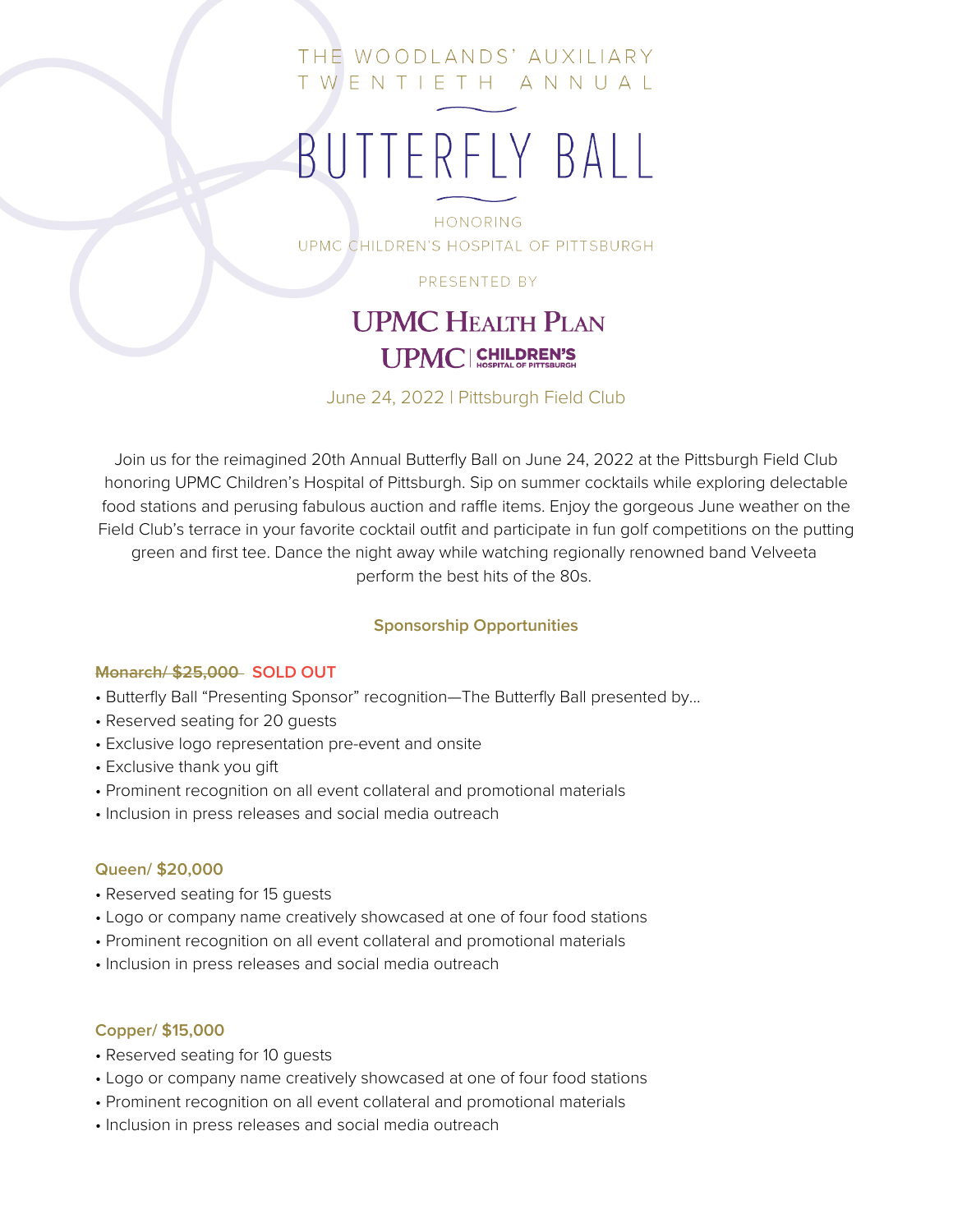THE WOODLANDS' AUXILIARY
TWENTIETH ANNUAL

# BUTTERFLY BALL

HONORING
UPMC CHILDREN'S HOSPITAL OF PITTSBURGH

PRESENTED BY

**UPMC HEALTH PLAN**
**UPMC | CHILDREN'S HOSPITAL OF PITTSBURGH**

June 24, 2022 | Pittsburgh Field Club

Join us for the reimagined 20th Annual Butterfly Ball on June 24, 2022 at the Pittsburgh Field Club honoring UPMC Children's Hospital of Pittsburgh. Sip on summer cocktails while exploring delectable food stations and perusing fabulous auction and raffle items. Enjoy the gorgeous June weather on the Field Club's terrace in your favorite cocktail outfit and participate in fun golf competitions on the putting green and first tee. Dance the night away while watching regionally renowned band Velveeta perform the best hits of the 80s.

## Sponsorship Opportunities

### ~~Monarch/ $25,000~~ SOLD OUT

- Butterfly Ball "Presenting Sponsor" recognition—The Butterfly Ball presented by...
- Reserved seating for 20 guests
- Exclusive logo representation pre-event and onsite
- Exclusive thank you gift
- Prominent recognition on all event collateral and promotional materials
- Inclusion in press releases and social media outreach

### Queen/ $20,000

- Reserved seating for 15 guests
- Logo or company name creatively showcased at one of four food stations
- Prominent recognition on all event collateral and promotional materials
- Inclusion in press releases and social media outreach

### Copper/ $15,000

- Reserved seating for 10 guests
- Logo or company name creatively showcased at one of four food stations
- Prominent recognition on all event collateral and promotional materials
- Inclusion in press releases and social media outreach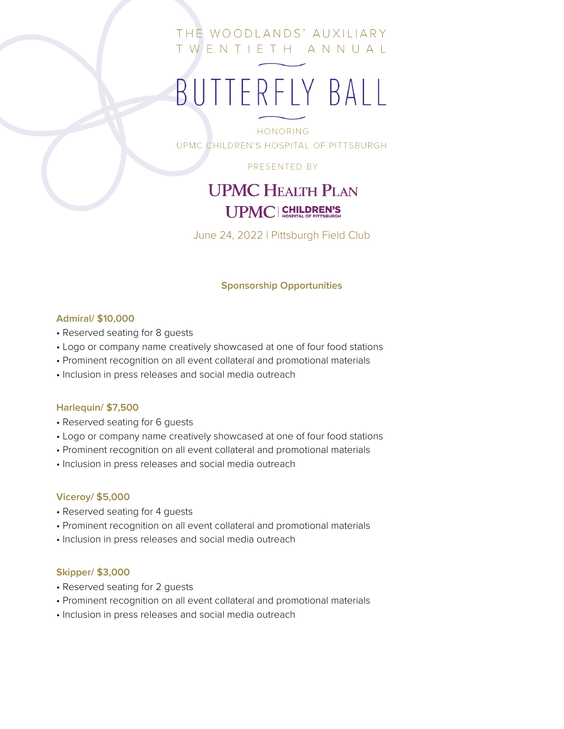THE WOODLANDS' AUXILIARY
TWENTIETH ANNUAL

# BUTTERFLY BALL

HONORING
UPMC CHILDREN'S HOSPITAL OF PITTSBURGH

PRESENTED BY

**UPMC HEALTH PLAN**

**UPMC | CHILDREN'S HOSPITAL OF PITTSBURGH**

June 24, 2022 | Pittsburgh Field Club

## Sponsorship Opportunities

### Admiral/ $10,000

- Reserved seating for 8 guests
- Logo or company name creatively showcased at one of four food stations
- Prominent recognition on all event collateral and promotional materials
- Inclusion in press releases and social media outreach

### Harlequin/ $7,500

- Reserved seating for 6 guests
- Logo or company name creatively showcased at one of four food stations
- Prominent recognition on all event collateral and promotional materials
- Inclusion in press releases and social media outreach

### Viceroy/ $5,000

- Reserved seating for 4 guests
- Prominent recognition on all event collateral and promotional materials
- Inclusion in press releases and social media outreach

### Skipper/ $3,000

- Reserved seating for 2 guests
- Prominent recognition on all event collateral and promotional materials
- Inclusion in press releases and social media outreach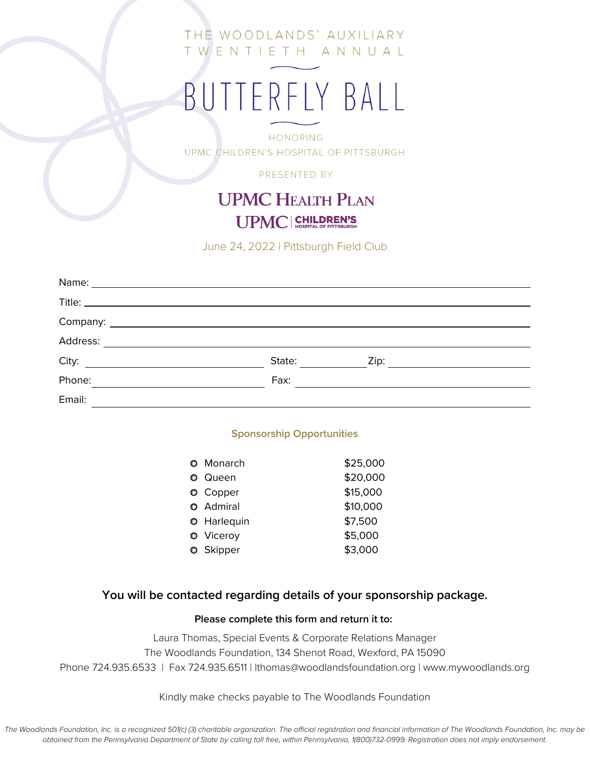THE WOODLANDS' AUXILIARY
TWENTIETH ANNUAL

# BUTTERFLY BALL

HONORING
UPMC CHILDREN'S HOSPITAL OF PITTSBURGH

PRESENTED BY

UPMC HEALTH PLAN
UPMC | CHILDREN'S HOSPITAL OF PITTSBURGH

June 24, 2022 | Pittsburgh Field Club

Name: ______________________________

Title: ______________________________

Company: ______________________________

Address: ______________________________

City: ______________ State: __________ Zip: ______________

Phone: ______________ Fax: ______________

Email: ______________________________

**Sponsorship Opportunities**

| | |
|---|---|
| ○ Monarch | $25,000 |
| ○ Queen | $20,000 |
| ○ Copper | $15,000 |
| ○ Admiral | $10,000 |
| ○ Harlequin | $7,500 |
| ○ Viceroy | $5,000 |
| ○ Skipper | $3,000 |

**You will be contacted regarding details of your sponsorship package.**

**Please complete this form and return it to:**

Laura Thomas, Special Events & Corporate Relations Manager
The Woodlands Foundation, 134 Shenot Road, Wexford, PA 15090
Phone 724.935.6533 | Fax 724.935.6511 | lthomas@woodlandsfoundation.org | www.mywoodlands.org

Kindly make checks payable to The Woodlands Foundation

*The Woodlands Foundation, Inc. is a recognized 501(c) (3) charitable organization. The official registration and financial information of The Woodlands Foundation, Inc. may be obtained from the Pennsylvania Department of State by calling toll free, within Pennsylvania, 1(800)732-0999. Registration does not imply endorsement.*